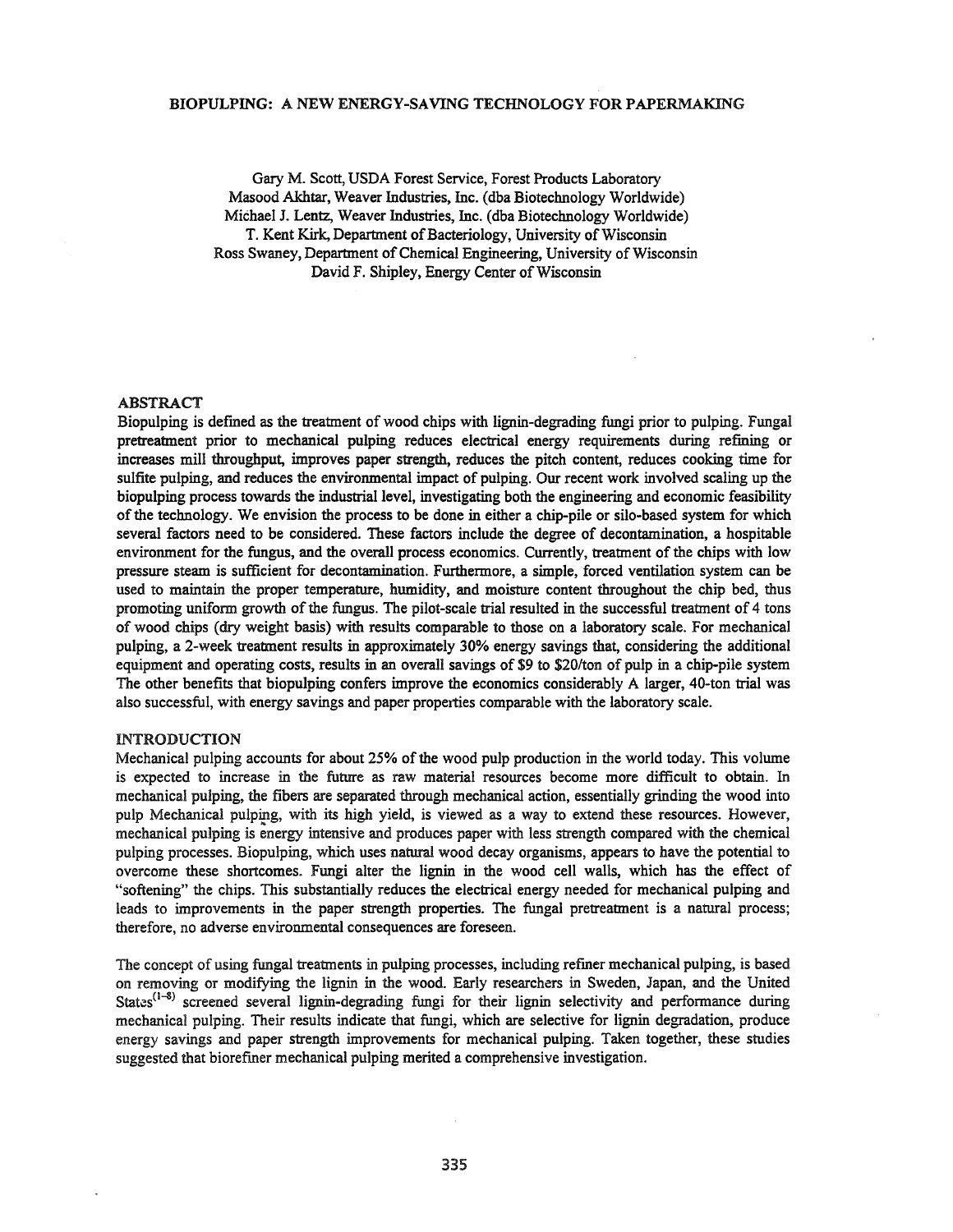# BIOPULPING: A NEW ENERGY-SAVING TECHNOLOGY FOR PAPERMAKING

Gary M. Scott, USDA Forest Service, Forest Products Laboratory
Masood Akhtar, Weaver Industries, Inc. (dba Biotechnology Worldwide)
Michael J. Lentz, Weaver Industries, Inc. (dba Biotechnology Worldwide)
T. Kent Kirk, Department of Bacteriology, University of Wisconsin
Ross Swaney, Department of Chemical Engineering, University of Wisconsin
David F. Shipley, Energy Center of Wisconsin

## ABSTRACT

Biopulping is defined as the treatment of wood chips with lignin-degrading fungi prior to pulping. Fungal pretreatment prior to mechanical pulping reduces electrical energy requirements during refining or increases mill throughput, improves paper strength, reduces the pitch content, reduces cooking time for sulfite pulping, and reduces the environmental impact of pulping. Our recent work involved scaling up the biopulping process towards the industrial level, investigating both the engineering and economic feasibility of the technology. We envision the process to be done in either a chip-pile or silo-based system for which several factors need to be considered. These factors include the degree of decontamination, a hospitable environment for the fungus, and the overall process economics. Currently, treatment of the chips with low pressure steam is sufficient for decontamination. Furthermore, a simple, forced ventilation system can be used to maintain the proper temperature, humidity, and moisture content throughout the chip bed, thus promoting uniform growth of the fungus. The pilot-scale trial resulted in the successful treatment of 4 tons of wood chips (dry weight basis) with results comparable to those on a laboratory scale. For mechanical pulping, a 2-week treatment results in approximately 30% energy savings that, considering the additional equipment and operating costs, results in an overall savings of $9 to $20/ton of pulp in a chip-pile system The other benefits that biopulping confers improve the economics considerably A larger, 40-ton trial was also successful, with energy savings and paper properties comparable with the laboratory scale.

## INTRODUCTION

Mechanical pulping accounts for about 25% of the wood pulp production in the world today. This volume is expected to increase in the future as raw material resources become more difficult to obtain. In mechanical pulping, the fibers are separated through mechanical action, essentially grinding the wood into pulp Mechanical pulping, with its high yield, is viewed as a way to extend these resources. However, mechanical pulping is energy intensive and produces paper with less strength compared with the chemical pulping processes. Biopulping, which uses natural wood decay organisms, appears to have the potential to overcome these shortcomes. Fungi alter the lignin in the wood cell walls, which has the effect of "softening" the chips. This substantially reduces the electrical energy needed for mechanical pulping and leads to improvements in the paper strength properties. The fungal pretreatment is a natural process; therefore, no adverse environmental consequences are foreseen.

The concept of using fungal treatments in pulping processes, including refiner mechanical pulping, is based on removing or modifying the lignin in the wood. Early researchers in Sweden, Japan, and the United States[1–8] screened several lignin-degrading fungi for their lignin selectivity and performance during mechanical pulping. Their results indicate that fungi, which are selective for lignin degradation, produce energy savings and paper strength improvements for mechanical pulping. Taken together, these studies suggested that biorefiner mechanical pulping merited a comprehensive investigation.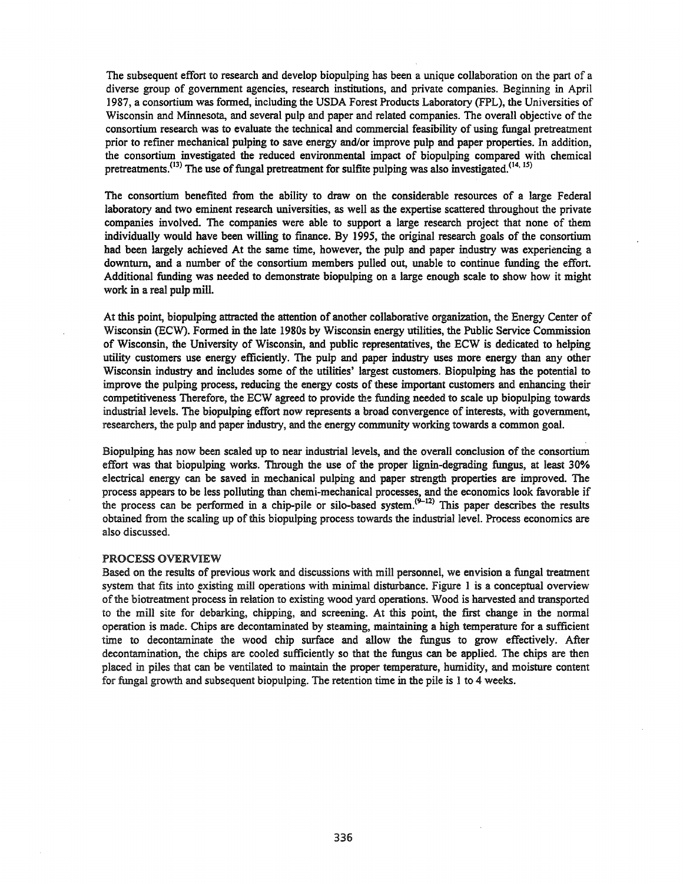The subsequent effort to research and develop biopulping has been a unique collaboration on the part of a diverse group of government agencies, research institutions, and private companies. Beginning in April 1987, a consortium was formed, including the USDA Forest Products Laboratory (FPL), the Universities of Wisconsin and Minnesota, and several pulp and paper and related companies. The overall objective of the consortium research was to evaluate the technical and commercial feasibility of using fungal pretreatment prior to refiner mechanical pulping to save energy and/or improve pulp and paper properties. In addition, the consortium investigated the reduced environmental impact of biopulping compared with chemical pretreatments.[13] The use of fungal pretreatment for sulfite pulping was also investigated.[14, 15]

The consortium benefited from the ability to draw on the considerable resources of a large Federal laboratory and two eminent research universities, as well as the expertise scattered throughout the private companies involved. The companies were able to support a large research project that none of them individually would have been willing to finance. By 1995, the original research goals of the consortium had been largely achieved At the same time, however, the pulp and paper industry was experiencing a downturn, and a number of the consortium members pulled out, unable to continue funding the effort. Additional funding was needed to demonstrate biopulping on a large enough scale to show how it might work in a real pulp mill.

At this point, biopulping attracted the attention of another collaborative organization, the Energy Center of Wisconsin (ECW). Formed in the late 1980s by Wisconsin energy utilities, the Public Service Commission of Wisconsin, the University of Wisconsin, and public representatives, the ECW is dedicated to helping utility customers use energy efficiently. The pulp and paper industry uses more energy than any other Wisconsin industry and includes some of the utilities' largest customers. Biopulping has the potential to improve the pulping process, reducing the energy costs of these important customers and enhancing their competitiveness Therefore, the ECW agreed to provide the funding needed to scale up biopulping towards industrial levels. The biopulping effort now represents a broad convergence of interests, with government, researchers, the pulp and paper industry, and the energy community working towards a common goal.

Biopulping has now been scaled up to near industrial levels, and the overall conclusion of the consortium effort was that biopulping works. Through the use of the proper lignin-degrading fungus, at least 30% electrical energy can be saved in mechanical pulping and paper strength properties are improved. The process appears to be less polluting than chemi-mechanical processes, and the economics look favorable if the process can be performed in a chip-pile or silo-based system.[9–12] This paper describes the results obtained from the scaling up of this biopulping process towards the industrial level. Process economics are also discussed.

## PROCESS OVERVIEW

Based on the results of previous work and discussions with mill personnel, we envision a fungal treatment system that fits into existing mill operations with minimal disturbance. Figure 1 is a conceptual overview of the biotreatment process in relation to existing wood yard operations. Wood is harvested and transported to the mill site for debarking, chipping, and screening. At this point, the first change in the normal operation is made. Chips are decontaminated by steaming, maintaining a high temperature for a sufficient time to decontaminate the wood chip surface and allow the fungus to grow effectively. After decontamination, the chips are cooled sufficiently so that the fungus can be applied. The chips are then placed in piles that can be ventilated to maintain the proper temperature, humidity, and moisture content for fungal growth and subsequent biopulping. The retention time in the pile is 1 to 4 weeks.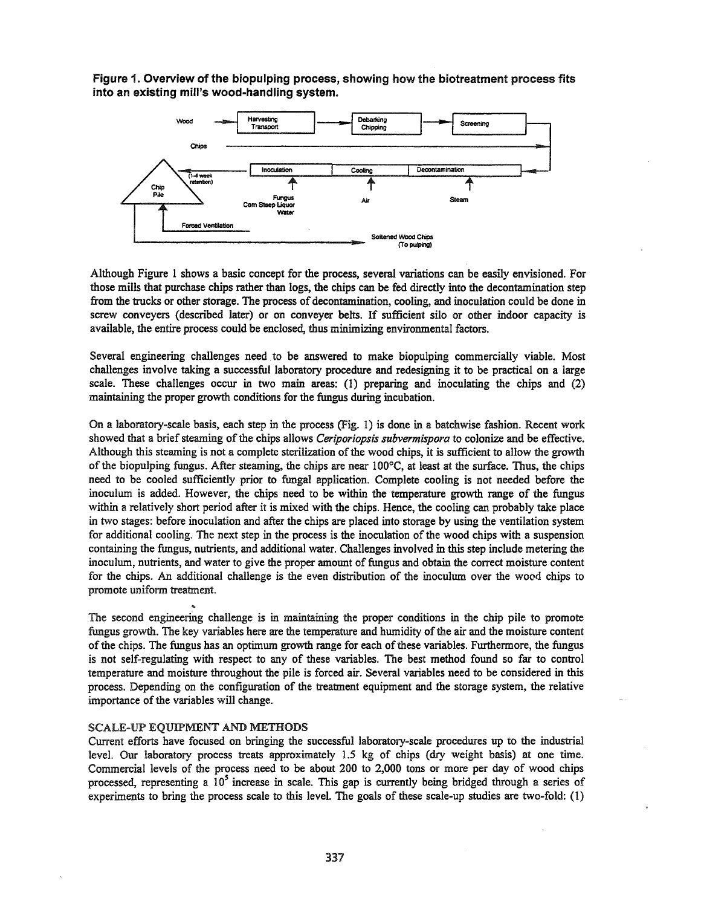**Figure 1. Overview of the biopulping process, showing how the biotreatment process fits into an existing mill's wood-handling system.**

Although Figure 1 shows a basic concept for the process, several variations can be easily envisioned. For those mills that purchase chips rather than logs, the chips can be fed directly into the decontamination step from the trucks or other storage. The process of decontamination, cooling, and inoculation could be done in screw conveyers (described later) or on conveyer belts. If sufficient silo or other indoor capacity is available, the entire process could be enclosed, thus minimizing environmental factors.

Several engineering challenges need to be answered to make biopulping commercially viable. Most challenges involve taking a successful laboratory procedure and redesigning it to be practical on a large scale. These challenges occur in two main areas: (1) preparing and inoculating the chips and (2) maintaining the proper growth conditions for the fungus during incubation.

On a laboratory-scale basis, each step in the process (Fig. 1) is done in a batchwise fashion. Recent work showed that a brief steaming of the chips allows *Ceriporiopsis subvermispora* to colonize and be effective. Although this steaming is not a complete sterilization of the wood chips, it is sufficient to allow the growth of the biopulping fungus. After steaming, the chips are near 100°C, at least at the surface. Thus, the chips need to be cooled sufficiently prior to fungal application. Complete cooling is not needed before the inoculum is added. However, the chips need to be within the temperature growth range of the fungus within a relatively short period after it is mixed with the chips. Hence, the cooling can probably take place in two stages: before inoculation and after the chips are placed into storage by using the ventilation system for additional cooling. The next step in the process is the inoculation of the wood chips with a suspension containing the fungus, nutrients, and additional water. Challenges involved in this step include metering the inoculum, nutrients, and water to give the proper amount of fungus and obtain the correct moisture content for the chips. An additional challenge is the even distribution of the inoculum over the wood chips to promote uniform treatment.

The second engineering challenge is in maintaining the proper conditions in the chip pile to promote fungus growth. The key variables here are the temperature and humidity of the air and the moisture content of the chips. The fungus has an optimum growth range for each of these variables. Furthermore, the fungus is not self-regulating with respect to any of these variables. The best method found so far to control temperature and moisture throughout the pile is forced air. Several variables need to be considered in this process. Depending on the configuration of the treatment equipment and the storage system, the relative importance of the variables will change.

## SCALE-UP EQUIPMENT AND METHODS

Current efforts have focused on bringing the successful laboratory-scale procedures up to the industrial level. Our laboratory process treats approximately 1.5 kg of chips (dry weight basis) at one time. Commercial levels of the process need to be about 200 to 2,000 tons or more per day of wood chips processed, representing a $10^5$ increase in scale. This gap is currently being bridged through a series of experiments to bring the process scale to this level. The goals of these scale-up studies are two-fold: (1)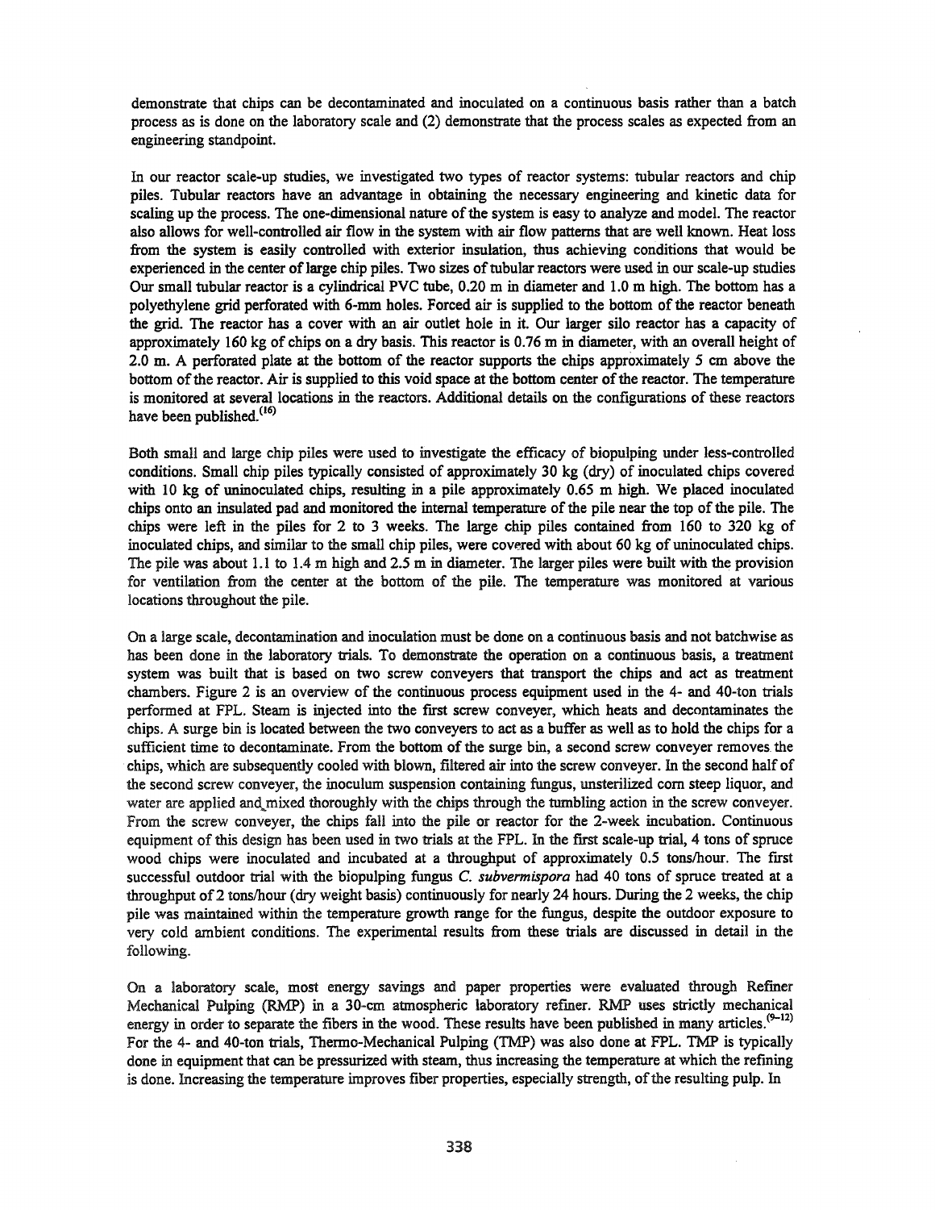demonstrate that chips can be decontaminated and inoculated on a continuous basis rather than a batch process as is done on the laboratory scale and (2) demonstrate that the process scales as expected from an engineering standpoint.

In our reactor scale-up studies, we investigated two types of reactor systems: tubular reactors and chip piles. Tubular reactors have an advantage in obtaining the necessary engineering and kinetic data for scaling up the process. The one-dimensional nature of the system is easy to analyze and model. The reactor also allows for well-controlled air flow in the system with air flow patterns that are well known. Heat loss from the system is easily controlled with exterior insulation, thus achieving conditions that would be experienced in the center of large chip piles. Two sizes of tubular reactors were used in our scale-up studies Our small tubular reactor is a cylindrical PVC tube, 0.20 m in diameter and 1.0 m high. The bottom has a polyethylene grid perforated with 6-mm holes. Forced air is supplied to the bottom of the reactor beneath the grid. The reactor has a cover with an air outlet hole in it. Our larger silo reactor has a capacity of approximately 160 kg of chips on a dry basis. This reactor is 0.76 m in diameter, with an overall height of 2.0 m. A perforated plate at the bottom of the reactor supports the chips approximately 5 cm above the bottom of the reactor. Air is supplied to this void space at the bottom center of the reactor. The temperature is monitored at several locations in the reactors. Additional details on the configurations of these reactors have been published.[16]

Both small and large chip piles were used to investigate the efficacy of biopulping under less-controlled conditions. Small chip piles typically consisted of approximately 30 kg (dry) of inoculated chips covered with 10 kg of uninoculated chips, resulting in a pile approximately 0.65 m high. We placed inoculated chips onto an insulated pad and monitored the internal temperature of the pile near the top of the pile. The chips were left in the piles for 2 to 3 weeks. The large chip piles contained from 160 to 320 kg of inoculated chips, and similar to the small chip piles, were covered with about 60 kg of uninoculated chips. The pile was about 1.1 to 1.4 m high and 2.5 m in diameter. The larger piles were built with the provision for ventilation from the center at the bottom of the pile. The temperature was monitored at various locations throughout the pile.

On a large scale, decontamination and inoculation must be done on a continuous basis and not batchwise as has been done in the laboratory trials. To demonstrate the operation on a continuous basis, a treatment system was built that is based on two screw conveyers that transport the chips and act as treatment chambers. Figure 2 is an overview of the continuous process equipment used in the 4- and 40-ton trials performed at FPL. Steam is injected into the first screw conveyer, which heats and decontaminates the chips. A surge bin is located between the two conveyers to act as a buffer as well as to hold the chips for a sufficient time to decontaminate. From the bottom of the surge bin, a second screw conveyer removes the chips, which are subsequently cooled with blown, filtered air into the screw conveyer. In the second half of the second screw conveyer, the inoculum suspension containing fungus, unsterilized corn steep liquor, and water are applied and mixed thoroughly with the chips through the tumbling action in the screw conveyer. From the screw conveyer, the chips fall into the pile or reactor for the 2-week incubation. Continuous equipment of this design has been used in two trials at the FPL. In the first scale-up trial, 4 tons of spruce wood chips were inoculated and incubated at a throughput of approximately 0.5 tons/hour. The first successful outdoor trial with the biopulping fungus *C. subvermispora* had 40 tons of spruce treated at a throughput of 2 tons/hour (dry weight basis) continuously for nearly 24 hours. During the 2 weeks, the chip pile was maintained within the temperature growth range for the fungus, despite the outdoor exposure to very cold ambient conditions. The experimental results from these trials are discussed in detail in the following.

On a laboratory scale, most energy savings and paper properties were evaluated through Refiner Mechanical Pulping (RMP) in a 30-cm atmospheric laboratory refiner. RMP uses strictly mechanical energy in order to separate the fibers in the wood. These results have been published in many articles.[9-12] For the 4- and 40-ton trials, Thermo-Mechanical Pulping (TMP) was also done at FPL. TMP is typically done in equipment that can be pressurized with steam, thus increasing the temperature at which the refining is done. Increasing the temperature improves fiber properties, especially strength, of the resulting pulp. In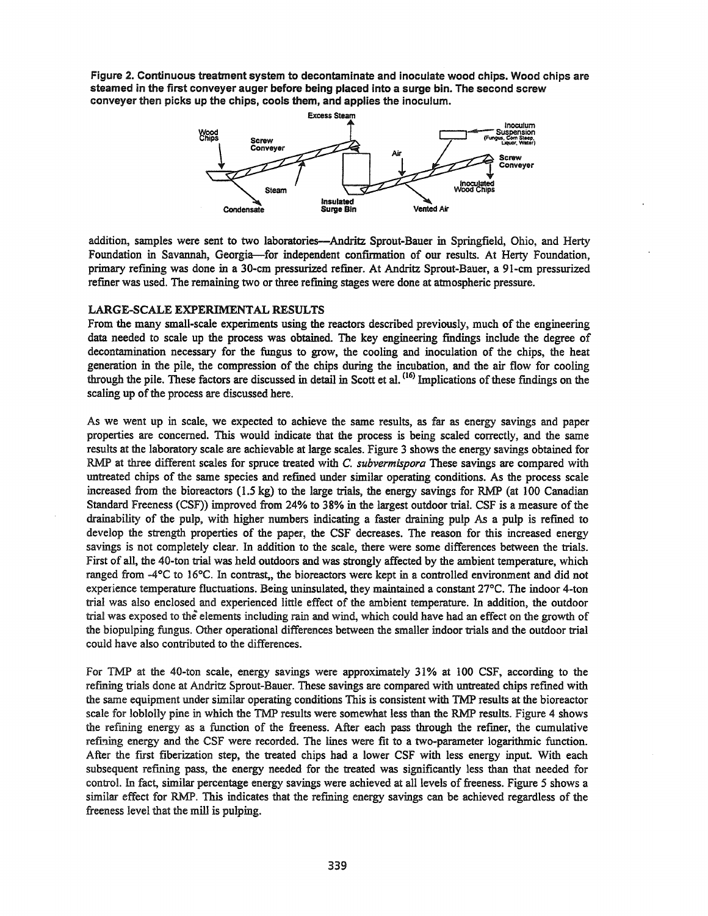**Figure 2. Continuous treatment system to decontaminate and inoculate wood chips. Wood chips are steamed in the first conveyer auger before being placed into a surge bin. The second screw conveyer then picks up the chips, cools them, and applies the inoculum.**

addition, samples were sent to two laboratories—Andritz Sprout-Bauer in Springfield, Ohio, and Herty Foundation in Savannah, Georgia—for independent confirmation of our results. At Herty Foundation, primary refining was done in a 30-cm pressurized refiner. At Andritz Sprout-Bauer, a 91-cm pressurized refiner was used. The remaining two or three refining stages were done at atmospheric pressure.

## LARGE-SCALE EXPERIMENTAL RESULTS

From the many small-scale experiments using the reactors described previously, much of the engineering data needed to scale up the process was obtained. The key engineering findings include the degree of decontamination necessary for the fungus to grow, the cooling and inoculation of the chips, the heat generation in the pile, the compression of the chips during the incubation, and the air flow for cooling through the pile. These factors are discussed in detail in Scott et al. [16] Implications of these findings on the scaling up of the process are discussed here.

As we went up in scale, we expected to achieve the same results, as far as energy savings and paper properties are concerned. This would indicate that the process is being scaled correctly, and the same results at the laboratory scale are achievable at large scales. Figure 3 shows the energy savings obtained for RMP at three different scales for spruce treated with *C. subvermispora* These savings are compared with untreated chips of the same species and refined under similar operating conditions. As the process scale increased from the bioreactors (1.5 kg) to the large trials, the energy savings for RMP (at 100 Canadian Standard Freeness (CSF)) improved from 24% to 38% in the largest outdoor trial. CSF is a measure of the drainability of the pulp, with higher numbers indicating a faster draining pulp As a pulp is refined to develop the strength properties of the paper, the CSF decreases. The reason for this increased energy savings is not completely clear. In addition to the scale, there were some differences between the trials. First of all, the 40-ton trial was held outdoors and was strongly affected by the ambient temperature, which ranged from -4°C to 16°C. In contrast,, the bioreactors were kept in a controlled environment and did not experience temperature fluctuations. Being uninsulated, they maintained a constant 27°C. The indoor 4-ton trial was also enclosed and experienced little effect of the ambient temperature. In addition, the outdoor trial was exposed to the elements including rain and wind, which could have had an effect on the growth of the biopulping fungus. Other operational differences between the smaller indoor trials and the outdoor trial could have also contributed to the differences.

For TMP at the 40-ton scale, energy savings were approximately 31% at 100 CSF, according to the refining trials done at Andritz Sprout-Bauer. These savings are compared with untreated chips refined with the same equipment under similar operating conditions This is consistent with TMP results at the bioreactor scale for loblolly pine in which the TMP results were somewhat less than the RMP results. Figure 4 shows the refining energy as a function of the freeness. After each pass through the refiner, the cumulative refining energy and the CSF were recorded. The lines were fit to a two-parameter logarithmic function. After the first fiberization step, the treated chips had a lower CSF with less energy input. With each subsequent refining pass, the energy needed for the treated was significantly less than that needed for control. In fact, similar percentage energy savings were achieved at all levels of freeness. Figure 5 shows a similar effect for RMP. This indicates that the refining energy savings can be achieved regardless of the freeness level that the mill is pulping.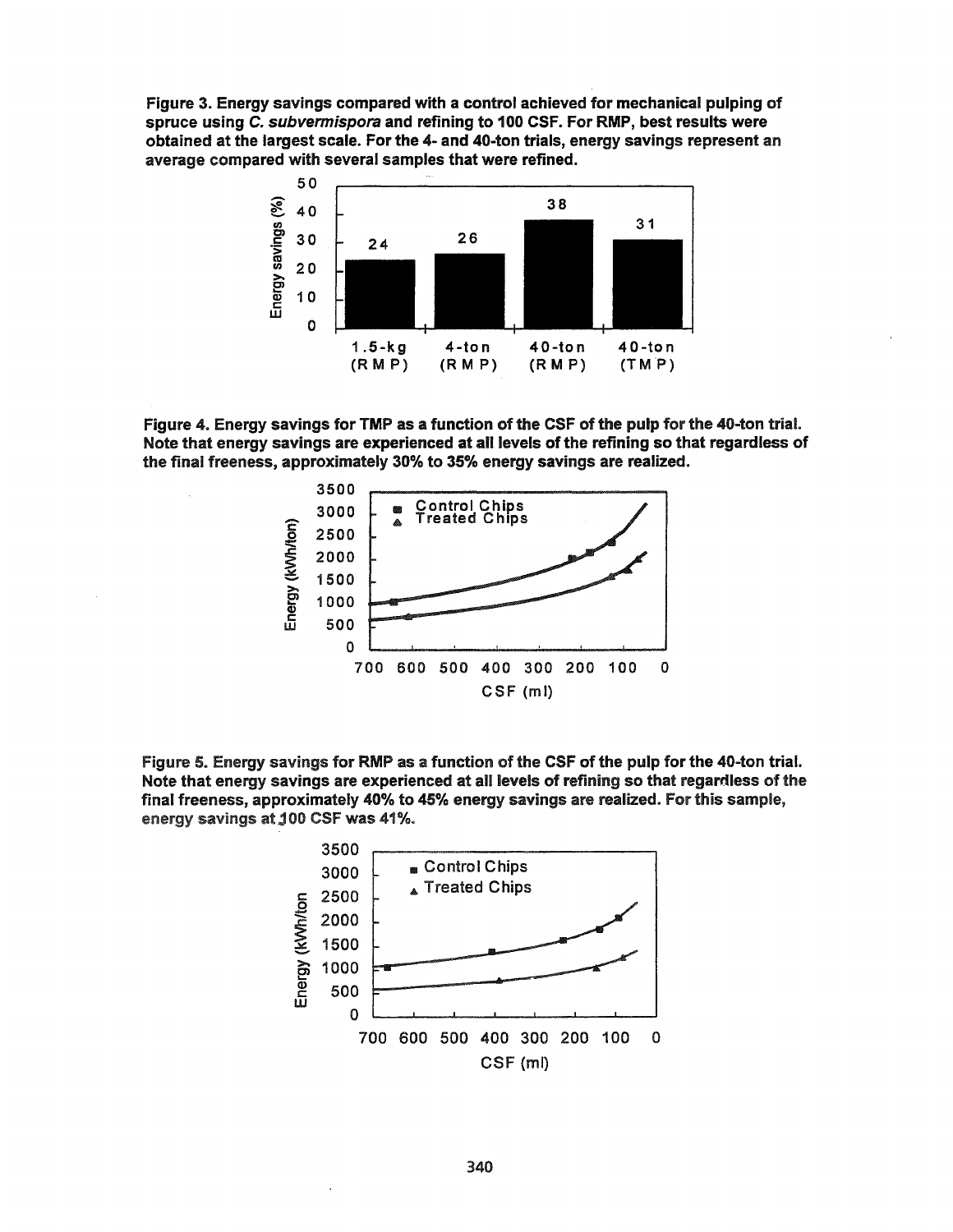**Figure 3. Energy savings compared with a control achieved for mechanical pulping of spruce using *C. subvermispora* and refining to 100 CSF. For RMP, best results were obtained at the largest scale. For the 4- and 40-ton trials, energy savings represent an average compared with several samples that were refined.**

**Figure 4. Energy savings for TMP as a function of the CSF of the pulp for the 40-ton trial. Note that energy savings are experienced at all levels of the refining so that regardless of the final freeness, approximately 30% to 35% energy savings are realized.**

**Figure 5. Energy savings for RMP as a function of the CSF of the pulp for the 40-ton trial. Note that energy savings are experienced at all levels of refining so that regardless of the final freeness, approximately 40% to 45% energy savings are realized. For this sample, energy savings at 100 CSF was 41%.**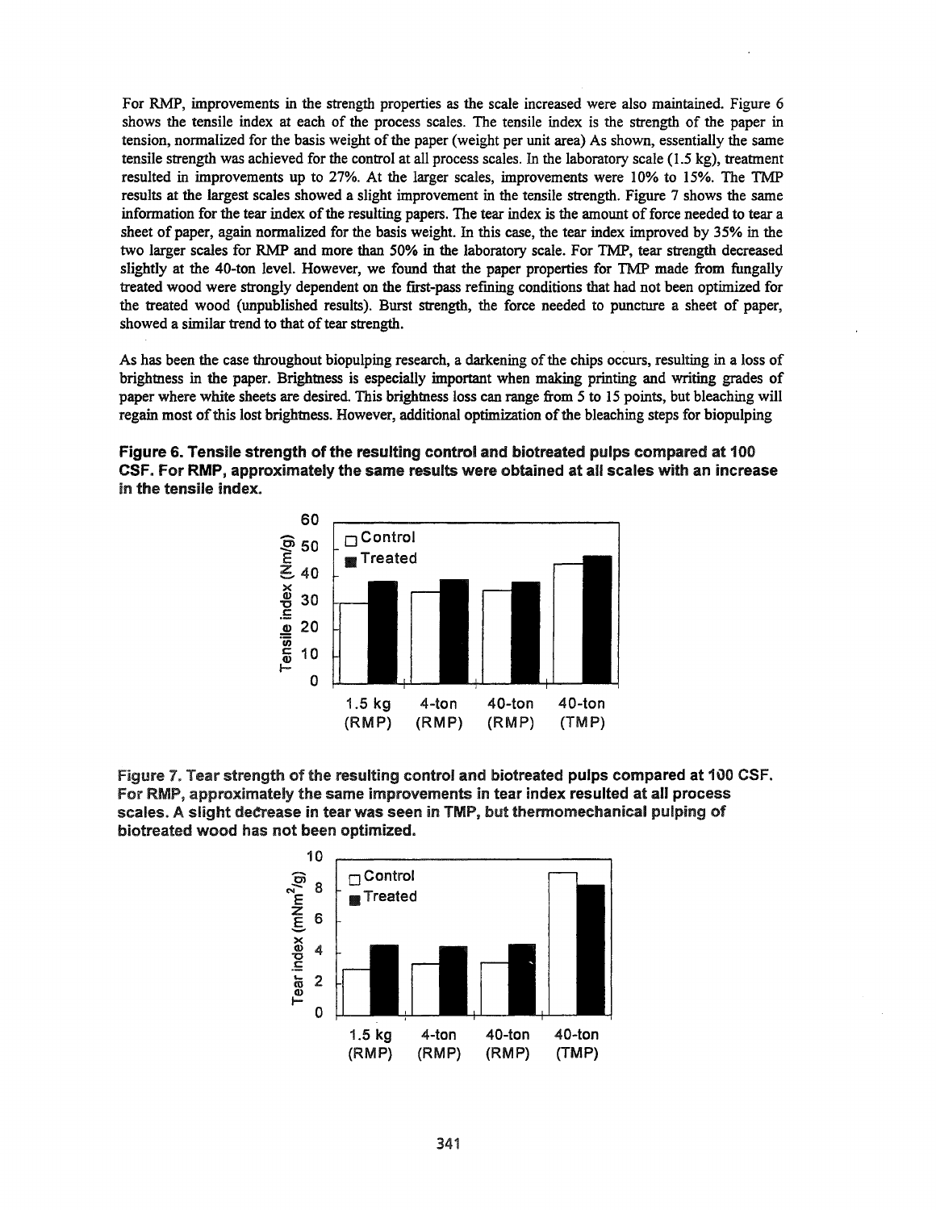For RMP, improvements in the strength properties as the scale increased were also maintained. Figure 6 shows the tensile index at each of the process scales. The tensile index is the strength of the paper in tension, normalized for the basis weight of the paper (weight per unit area) As shown, essentially the same tensile strength was achieved for the control at all process scales. In the laboratory scale (1.5 kg), treatment resulted in improvements up to 27%. At the larger scales, improvements were 10% to 15%. The TMP results at the largest scales showed a slight improvement in the tensile strength. Figure 7 shows the same information for the tear index of the resulting papers. The tear index is the amount of force needed to tear a sheet of paper, again normalized for the basis weight. In this case, the tear index improved by 35% in the two larger scales for RMP and more than 50% in the laboratory scale. For TMP, tear strength decreased slightly at the 40-ton level. However, we found that the paper properties for TMP made from fungally treated wood were strongly dependent on the first-pass refining conditions that had not been optimized for the treated wood (unpublished results). Burst strength, the force needed to puncture a sheet of paper, showed a similar trend to that of tear strength.

As has been the case throughout biopulping research, a darkening of the chips occurs, resulting in a loss of brightness in the paper. Brightness is especially important when making printing and writing grades of paper where white sheets are desired. This brightness loss can range from 5 to 15 points, but bleaching will regain most of this lost brightness. However, additional optimization of the bleaching steps for biopulping

**Figure 6. Tensile strength of the resulting control and biotreated pulps compared at 100 CSF. For RMP, approximately the same results were obtained at all scales with an increase in the tensile index.**

**Figure 7. Tear strength of the resulting control and biotreated pulps compared at 100 CSF. For RMP, approximately the same improvements in tear index resulted at all process scales. A slight decrease in tear was seen in TMP, but thermomechanical pulping of biotreated wood has not been optimized.**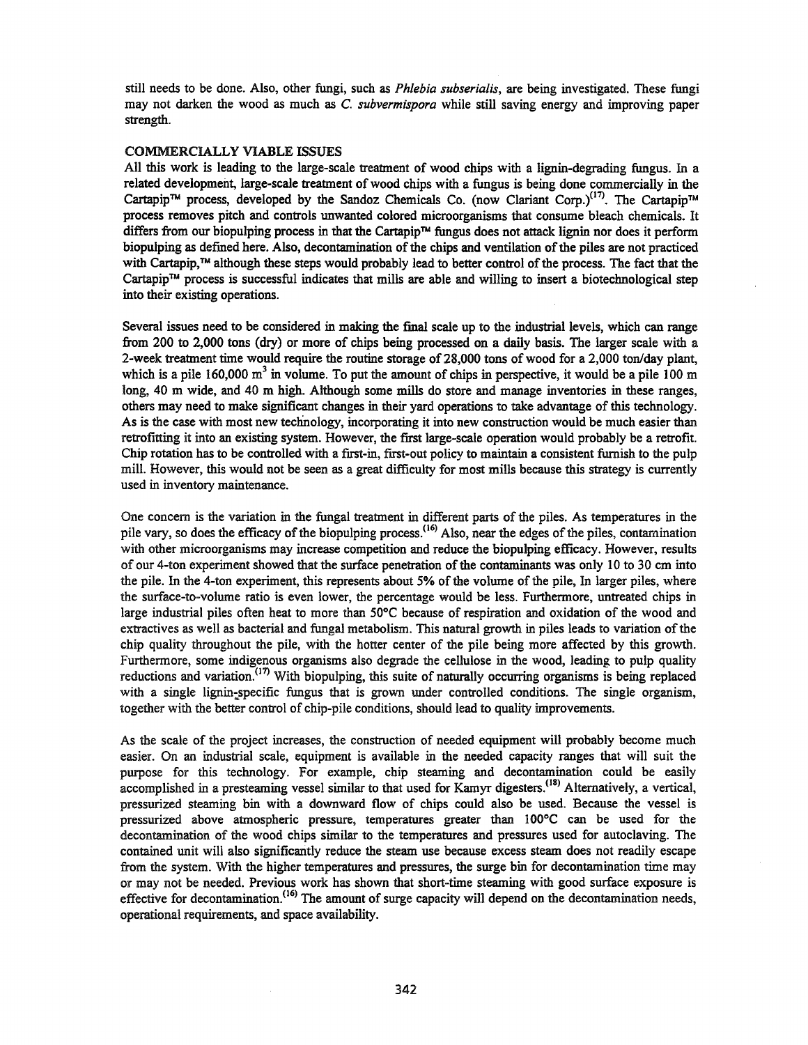still needs to be done. Also, other fungi, such as *Phlebia subserialis*, are being investigated. These fungi may not darken the wood as much as *C. subvermispora* while still saving energy and improving paper strength.

## COMMERCIALLY VIABLE ISSUES

All this work is leading to the large-scale treatment of wood chips with a lignin-degrading fungus. In a related development, large-scale treatment of wood chips with a fungus is being done commercially in the Cartapip™ process, developed by the Sandoz Chemicals Co. (now Clariant Corp.)[17]. The Cartapip™ process removes pitch and controls unwanted colored microorganisms that consume bleach chemicals. It differs from our biopulping process in that the Cartapip™ fungus does not attack lignin nor does it perform biopulping as defined here. Also, decontamination of the chips and ventilation of the piles are not practiced with Cartapip,™ although these steps would probably lead to better control of the process. The fact that the Cartapip™ process is successful indicates that mills are able and willing to insert a biotechnological step into their existing operations.

Several issues need to be considered in making the final scale up to the industrial levels, which can range from 200 to 2,000 tons (dry) or more of chips being processed on a daily basis. The larger scale with a 2-week treatment time would require the routine storage of 28,000 tons of wood for a 2,000 ton/day plant, which is a pile 160,000 $m^3$ in volume. To put the amount of chips in perspective, it would be a pile 100 m long, 40 m wide, and 40 m high. Although some mills do store and manage inventories in these ranges, others may need to make significant changes in their yard operations to take advantage of this technology. As is the case with most new technology, incorporating it into new construction would be much easier than retrofitting it into an existing system. However, the first large-scale operation would probably be a retrofit. Chip rotation has to be controlled with a first-in, first-out policy to maintain a consistent furnish to the pulp mill. However, this would not be seen as a great difficulty for most mills because this strategy is currently used in inventory maintenance.

One concern is the variation in the fungal treatment in different parts of the piles. As temperatures in the pile vary, so does the efficacy of the biopulping process.[16] Also, near the edges of the piles, contamination with other microorganisms may increase competition and reduce the biopulping efficacy. However, results of our 4-ton experiment showed that the surface penetration of the contaminants was only 10 to 30 cm into the pile. In the 4-ton experiment, this represents about 5% of the volume of the pile, In larger piles, where the surface-to-volume ratio is even lower, the percentage would be less. Furthermore, untreated chips in large industrial piles often heat to more than 50°C because of respiration and oxidation of the wood and extractives as well as bacterial and fungal metabolism. This natural growth in piles leads to variation of the chip quality throughout the pile, with the hotter center of the pile being more affected by this growth. Furthermore, some indigenous organisms also degrade the cellulose in the wood, leading to pulp quality reductions and variation.[17] With biopulping, this suite of naturally occurring organisms is being replaced with a single lignin-specific fungus that is grown under controlled conditions. The single organism, together with the better control of chip-pile conditions, should lead to quality improvements.

As the scale of the project increases, the construction of needed equipment will probably become much easier. On an industrial scale, equipment is available in the needed capacity ranges that will suit the purpose for this technology. For example, chip steaming and decontamination could be easily accomplished in a presteaming vessel similar to that used for Kamyr digesters.[18] Alternatively, a vertical, pressurized steaming bin with a downward flow of chips could also be used. Because the vessel is pressurized above atmospheric pressure, temperatures greater than 100°C can be used for the decontamination of the wood chips similar to the temperatures and pressures used for autoclaving. The contained unit will also significantly reduce the steam use because excess steam does not readily escape from the system. With the higher temperatures and pressures, the surge bin for decontamination time may or may not be needed. Previous work has shown that short-time steaming with good surface exposure is effective for decontamination.[16] The amount of surge capacity will depend on the decontamination needs, operational requirements, and space availability.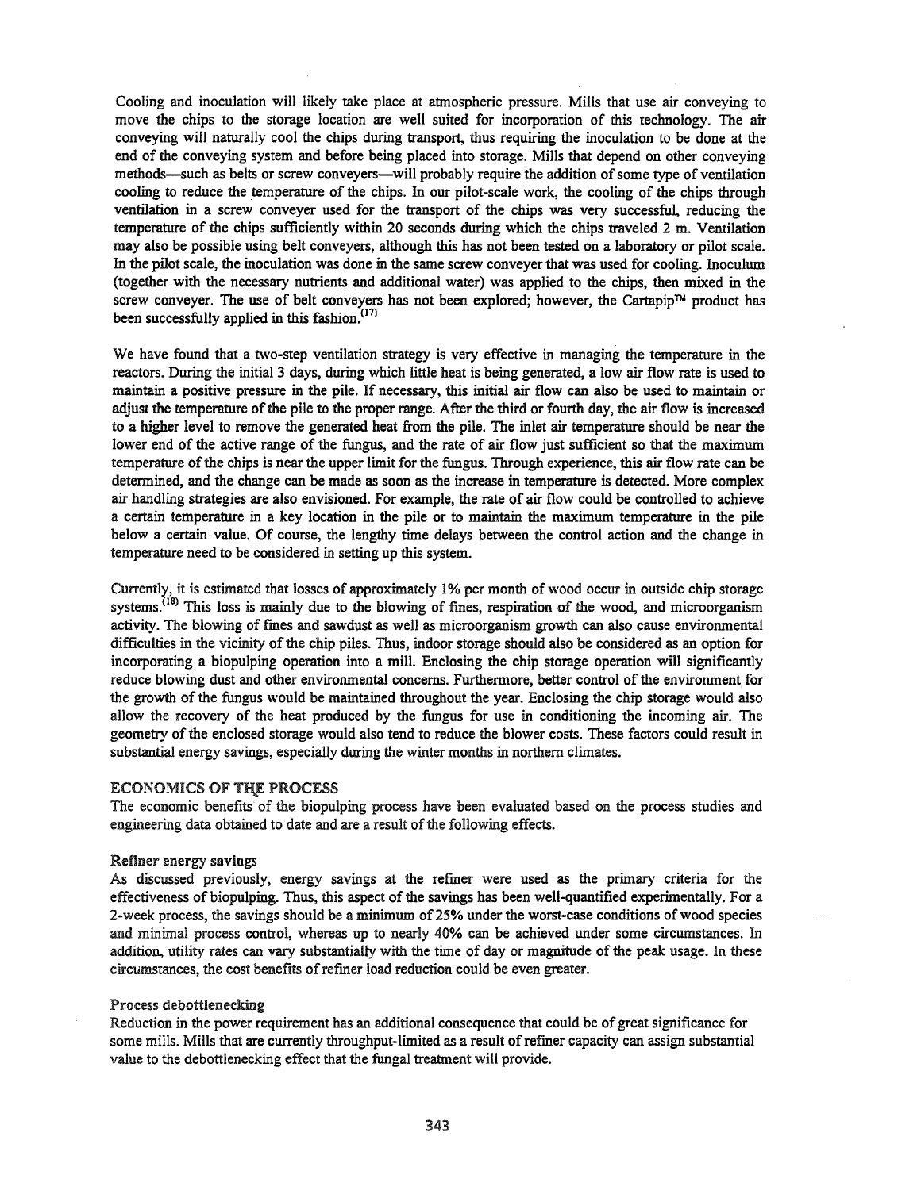Cooling and inoculation will likely take place at atmospheric pressure. Mills that use air conveying to move the chips to the storage location are well suited for incorporation of this technology. The air conveying will naturally cool the chips during transport, thus requiring the inoculation to be done at the end of the conveying system and before being placed into storage. Mills that depend on other conveying methods—such as belts or screw conveyers—will probably require the addition of some type of ventilation cooling to reduce the temperature of the chips. In our pilot-scale work, the cooling of the chips through ventilation in a screw conveyer used for the transport of the chips was very successful, reducing the temperature of the chips sufficiently within 20 seconds during which the chips traveled 2 m. Ventilation may also be possible using belt conveyers, although this has not been tested on a laboratory or pilot scale. In the pilot scale, the inoculation was done in the same screw conveyer that was used for cooling. Inoculum (together with the necessary nutrients and additional water) was applied to the chips, then mixed in the screw conveyer. The use of belt conveyers has not been explored; however, the Cartapip™ product has been successfully applied in this fashion.[17]

We have found that a two-step ventilation strategy is very effective in managing the temperature in the reactors. During the initial 3 days, during which little heat is being generated, a low air flow rate is used to maintain a positive pressure in the pile. If necessary, this initial air flow can also be used to maintain or adjust the temperature of the pile to the proper range. After the third or fourth day, the air flow is increased to a higher level to remove the generated heat from the pile. The inlet air temperature should be near the lower end of the active range of the fungus, and the rate of air flow just sufficient so that the maximum temperature of the chips is near the upper limit for the fungus. Through experience, this air flow rate can be determined, and the change can be made as soon as the increase in temperature is detected. More complex air handling strategies are also envisioned. For example, the rate of air flow could be controlled to achieve a certain temperature in a key location in the pile or to maintain the maximum temperature in the pile below a certain value. Of course, the lengthy time delays between the control action and the change in temperature need to be considered in setting up this system.

Currently, it is estimated that losses of approximately 1% per month of wood occur in outside chip storage systems.[18] This loss is mainly due to the blowing of fines, respiration of the wood, and microorganism activity. The blowing of fines and sawdust as well as microorganism growth can also cause environmental difficulties in the vicinity of the chip piles. Thus, indoor storage should also be considered as an option for incorporating a biopulping operation into a mill. Enclosing the chip storage operation will significantly reduce blowing dust and other environmental concerns. Furthermore, better control of the environment for the growth of the fungus would be maintained throughout the year. Enclosing the chip storage would also allow the recovery of the heat produced by the fungus for use in conditioning the incoming air. The geometry of the enclosed storage would also tend to reduce the blower costs. These factors could result in substantial energy savings, especially during the winter months in northern climates.

## ECONOMICS OF THE PROCESS

The economic benefits of the biopulping process have been evaluated based on the process studies and engineering data obtained to date and are a result of the following effects.

### Refiner energy savings

As discussed previously, energy savings at the refiner were used as the primary criteria for the effectiveness of biopulping. Thus, this aspect of the savings has been well-quantified experimentally. For a 2-week process, the savings should be a minimum of 25% under the worst-case conditions of wood species and minimal process control, whereas up to nearly 40% can be achieved under some circumstances. In addition, utility rates can vary substantially with the time of day or magnitude of the peak usage. In these circumstances, the cost benefits of refiner load reduction could be even greater.

### Process debottlenecking

Reduction in the power requirement has an additional consequence that could be of great significance for some mills. Mills that are currently throughput-limited as a result of refiner capacity can assign substantial value to the debottlenecking effect that the fungal treatment will provide.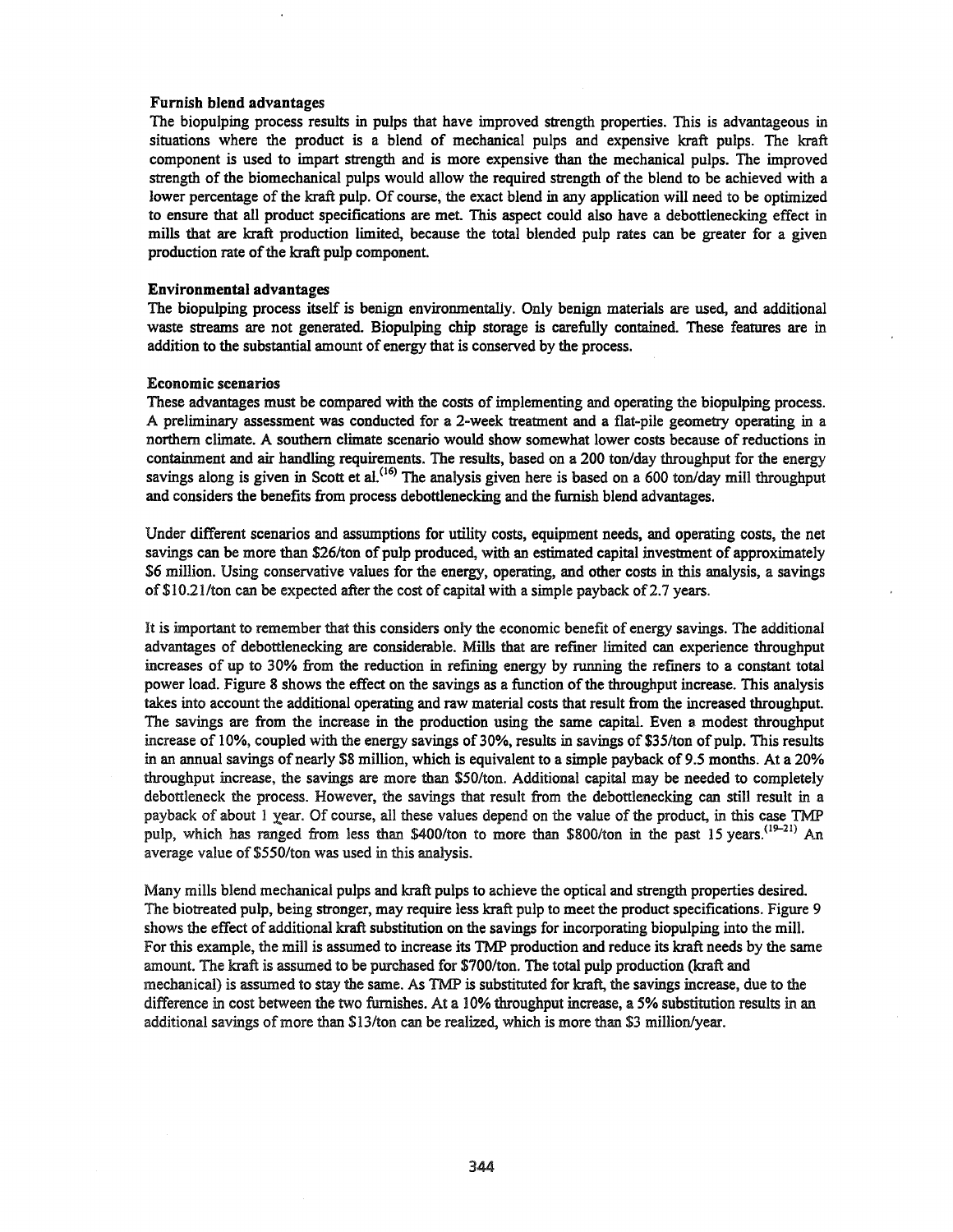### Furnish blend advantages

The biopulping process results in pulps that have improved strength properties. This is advantageous in situations where the product is a blend of mechanical pulps and expensive kraft pulps. The kraft component is used to impart strength and is more expensive than the mechanical pulps. The improved strength of the biomechanical pulps would allow the required strength of the blend to be achieved with a lower percentage of the kraft pulp. Of course, the exact blend in any application will need to be optimized to ensure that all product specifications are met. This aspect could also have a debottlenecking effect in mills that are kraft production limited, because the total blended pulp rates can be greater for a given production rate of the kraft pulp component.

### Environmental advantages

The biopulping process itself is benign environmentally. Only benign materials are used, and additional waste streams are not generated. Biopulping chip storage is carefully contained. These features are in addition to the substantial amount of energy that is conserved by the process.

### Economic scenarios

These advantages must be compared with the costs of implementing and operating the biopulping process. A preliminary assessment was conducted for a 2-week treatment and a flat-pile geometry operating in a northern climate. A southern climate scenario would show somewhat lower costs because of reductions in containment and air handling requirements. The results, based on a 200 ton/day throughput for the energy savings along is given in Scott et al.[16] The analysis given here is based on a 600 ton/day mill throughput and considers the benefits from process debottlenecking and the furnish blend advantages.

Under different scenarios and assumptions for utility costs, equipment needs, and operating costs, the net savings can be more than $26/ton of pulp produced, with an estimated capital investment of approximately $6 million. Using conservative values for the energy, operating, and other costs in this analysis, a savings of $10.21/ton can be expected after the cost of capital with a simple payback of 2.7 years.

It is important to remember that this considers only the economic benefit of energy savings. The additional advantages of debottlenecking are considerable. Mills that are refiner limited can experience throughput increases of up to 30% from the reduction in refining energy by running the refiners to a constant total power load. Figure 8 shows the effect on the savings as a function of the throughput increase. This analysis takes into account the additional operating and raw material costs that result from the increased throughput. The savings are from the increase in the production using the same capital. Even a modest throughput increase of 10%, coupled with the energy savings of 30%, results in savings of $35/ton of pulp. This results in an annual savings of nearly $8 million, which is equivalent to a simple payback of 9.5 months. At a 20% throughput increase, the savings are more than $50/ton. Additional capital may be needed to completely debottleneck the process. However, the savings that result from the debottlenecking can still result in a payback of about 1 year. Of course, all these values depend on the value of the product, in this case TMP pulp, which has ranged from less than $400/ton to more than $800/ton in the past 15 years.[19–21] An average value of $550/ton was used in this analysis.

Many mills blend mechanical pulps and kraft pulps to achieve the optical and strength properties desired. The biotreated pulp, being stronger, may require less kraft pulp to meet the product specifications. Figure 9 shows the effect of additional kraft substitution on the savings for incorporating biopulping into the mill. For this example, the mill is assumed to increase its TMP production and reduce its kraft needs by the same amount. The kraft is assumed to be purchased for $700/ton. The total pulp production (kraft and mechanical) is assumed to stay the same. As TMP is substituted for kraft, the savings increase, due to the difference in cost between the two furnishes. At a 10% throughput increase, a 5% substitution results in an additional savings of more than $13/ton can be realized, which is more than $3 million/year.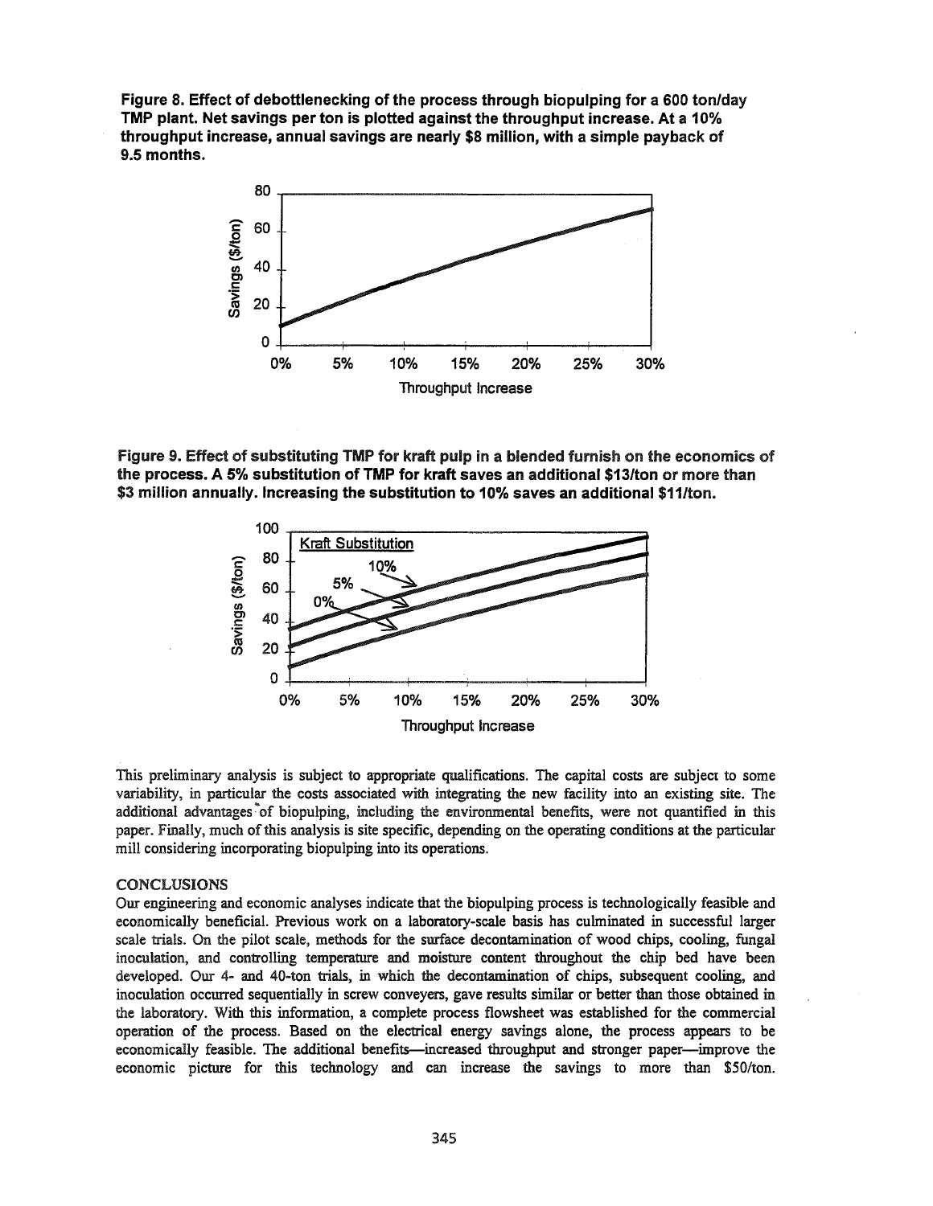**Figure 8. Effect of debottlenecking of the process through biopulping for a 600 ton/day TMP plant. Net savings per ton is plotted against the throughput increase. At a 10% throughput increase, annual savings are nearly $8 million, with a simple payback of 9.5 months.**

**Figure 9. Effect of substituting TMP for kraft pulp in a blended furnish on the economics of the process. A 5% substitution of TMP for kraft saves an additional $13/ton or more than $3 million annually. Increasing the substitution to 10% saves an additional $11/ton.**

This preliminary analysis is subject to appropriate qualifications. The capital costs are subject to some variability, in particular the costs associated with integrating the new facility into an existing site. The additional advantages of biopulping, including the environmental benefits, were not quantified in this paper. Finally, much of this analysis is site specific, depending on the operating conditions at the particular mill considering incorporating biopulping into its operations.

## CONCLUSIONS

Our engineering and economic analyses indicate that the biopulping process is technologically feasible and economically beneficial. Previous work on a laboratory-scale basis has culminated in successful larger scale trials. On the pilot scale, methods for the surface decontamination of wood chips, cooling, fungal inoculation, and controlling temperature and moisture content throughout the chip bed have been developed. Our 4- and 40-ton trials, in which the decontamination of chips, subsequent cooling, and inoculation occurred sequentially in screw conveyers, gave results similar or better than those obtained in the laboratory. With this information, a complete process flowsheet was established for the commercial operation of the process. Based on the electrical energy savings alone, the process appears to be economically feasible. The additional benefits—increased throughput and stronger paper—improve the economic picture for this technology and can increase the savings to more than $50/ton.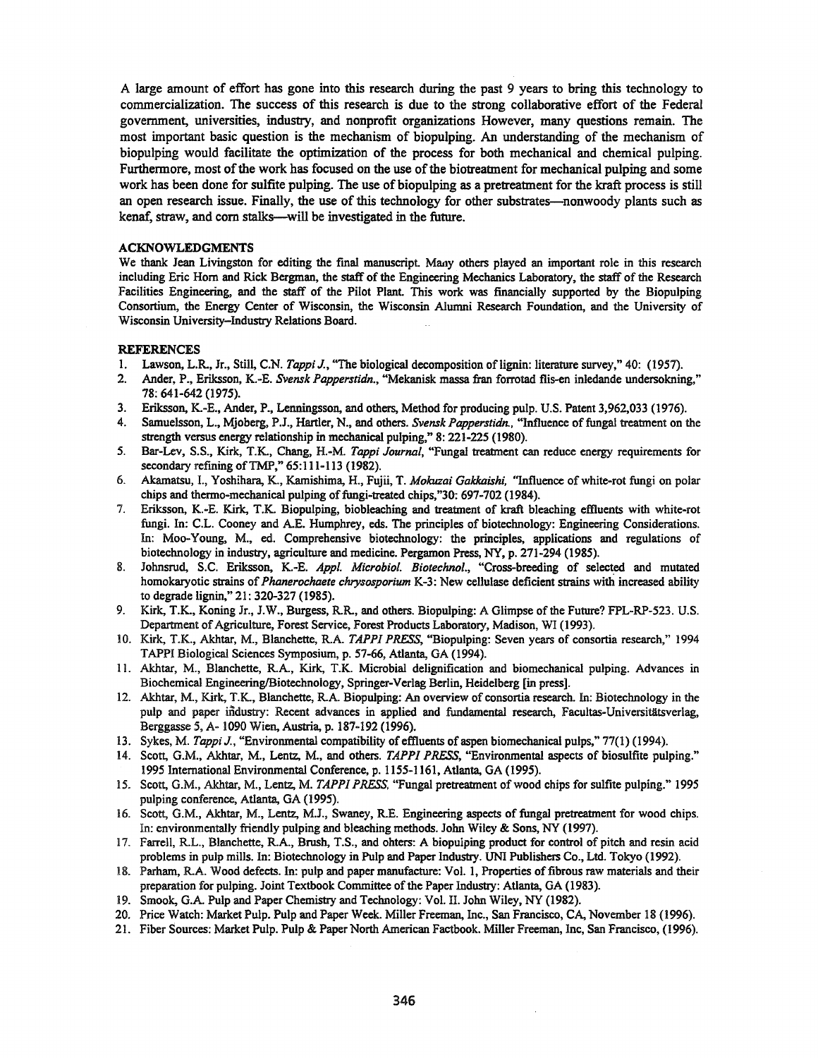A large amount of effort has gone into this research during the past 9 years to bring this technology to commercialization. The success of this research is due to the strong collaborative effort of the Federal government, universities, industry, and nonprofit organizations However, many questions remain. The most important basic question is the mechanism of biopulping. An understanding of the mechanism of biopulping would facilitate the optimization of the process for both mechanical and chemical pulping. Furthermore, most of the work has focused on the use of the biotreatment for mechanical pulping and some work has been done for sulfite pulping. The use of biopulping as a pretreatment for the kraft process is still an open research issue. Finally, the use of this technology for other substrates—nonwoody plants such as kenaf, straw, and corn stalks—will be investigated in the future.

## ACKNOWLEDGMENTS

We thank Jean Livingston for editing the final manuscript. Many others played an important role in this research including Eric Horn and Rick Bergman, the staff of the Engineering Mechanics Laboratory, the staff of the Research Facilities Engineering, and the staff of the Pilot Plant. This work was financially supported by the Biopulping Consortium, the Energy Center of Wisconsin, the Wisconsin Alumni Research Foundation, and the University of Wisconsin University–Industry Relations Board.

## REFERENCES

1. Lawson, L.R., Jr., Still, C.N. *Tappi J.*, "The biological decomposition of lignin: literature survey," 40: (1957).
2. Ander, P., Eriksson, K.-E. *Svensk Papperstidn.*, "Mekanisk massa fran forrotad flis-en inledande undersokning," 78: 641-642 (1975).
3. Eriksson, K.-E., Ander, P., Lenningsson, and others, Method for producing pulp. U.S. Patent 3,962,033 (1976).
4. Samuelsson, L., Mjoberg, P.J., Hartler, N., and others. *Svensk Papperstidn.*, "Influence of fungal treatment on the strength versus energy relationship in mechanical pulping," 8: 221-225 (1980).
5. Bar-Lev, S.S., Kirk, T.K., Chang, H.-M. *Tappi Journal*, "Fungal treatment can reduce energy requirements for secondary refining of TMP," 65:111-113 (1982).
6. Akamatsu, I., Yoshihara, K., Kamishima, H., Fujii, T. *Mokuzai Gakkaishi*, "Influence of white-rot fungi on polar chips and thermo-mechanical pulping of fungi-treated chips,"30: 697-702 (1984).
7. Eriksson, K.-E. Kirk, T.K. Biopulping, biobleaching and treatment of kraft bleaching effluents with white-rot fungi. In: C.L. Cooney and A.E. Humphrey, eds. The principles of biotechnology: Engineering Considerations. In: Moo-Young, M., ed. Comprehensive biotechnology: the principles, applications and regulations of biotechnology in industry, agriculture and medicine. Pergamon Press, NY, p. 271-294 (1985).
8. Johnsrud, S.C. Eriksson, K.-E. *Appl. Microbiol. Biotechnol.*, "Cross-breeding of selected and mutated homokaryotic strains of *Phanerochaete chrysosporium* K-3: New cellulase deficient strains with increased ability to degrade lignin," 21: 320-327 (1985).
9. Kirk, T.K., Koning Jr., J.W., Burgess, R.R., and others. Biopulping: A Glimpse of the Future? FPL-RP-523. U.S. Department of Agriculture, Forest Service, Forest Products Laboratory, Madison, WI (1993).
10. Kirk, T.K., Akhtar, M., Blanchette, R.A. *TAPPI PRESS*, "Biopulping: Seven years of consortia research," 1994 TAPPI Biological Sciences Symposium, p. 57-66, Atlanta, GA (1994).
11. Akhtar, M., Blanchette, R.A., Kirk, T.K. Microbial delignification and biomechanical pulping. Advances in Biochemical Engineering/Biotechnology, Springer-Verlag Berlin, Heidelberg [in press].
12. Akhtar, M., Kirk, T.K., Blanchette, R.A. Biopulping: An overview of consortia research. In: Biotechnology in the pulp and paper industry: Recent advances in applied and fundamental research, Facultas-Universitätsverlag, Berggasse 5, A- 1090 Wien, Austria, p. 187-192 (1996).
13. Sykes, M. *Tappi J.*, "Environmental compatibility of effluents of aspen biomechanical pulps," 77(1) (1994).
14. Scott, G.M., Akhtar, M., Lentz, M., and others. *TAPPI PRESS*, "Environmental aspects of biosulfite pulping." 1995 International Environmental Conference, p. 1155-1161, Atlanta, GA (1995).
15. Scott, G.M., Akhtar, M., Lentz, M. *TAPPI PRESS*, "Fungal pretreatment of wood chips for sulfite pulping." 1995 pulping conference, Atlanta, GA (1995).
16. Scott, G.M., Akhtar, M., Lentz, M.J., Swaney, R.E. Engineering aspects of fungal pretreatment for wood chips. In: environmentally friendly pulping and bleaching methods. John Wiley & Sons, NY (1997).
17. Farrell, R.L., Blanchette, R.A., Brush, T.S., and ohters: A biopulping product for control of pitch and resin acid problems in pulp mills. In: Biotechnology in Pulp and Paper Industry. UNI Publishers Co., Ltd. Tokyo (1992).
18. Parham, R.A. Wood defects. In: pulp and paper manufacture: Vol. 1, Properties of fibrous raw materials and their preparation for pulping. Joint Textbook Committee of the Paper Industry: Atlanta, GA (1983).
19. Smook, G.A. Pulp and Paper Chemistry and Technology: Vol. II. John Wiley, NY (1982).
20. Price Watch: Market Pulp. Pulp and Paper Week. Miller Freeman, Inc., San Francisco, CA, November 18 (1996).
21. Fiber Sources: Market Pulp. Pulp & Paper North American Factbook. Miller Freeman, Inc, San Francisco, (1996).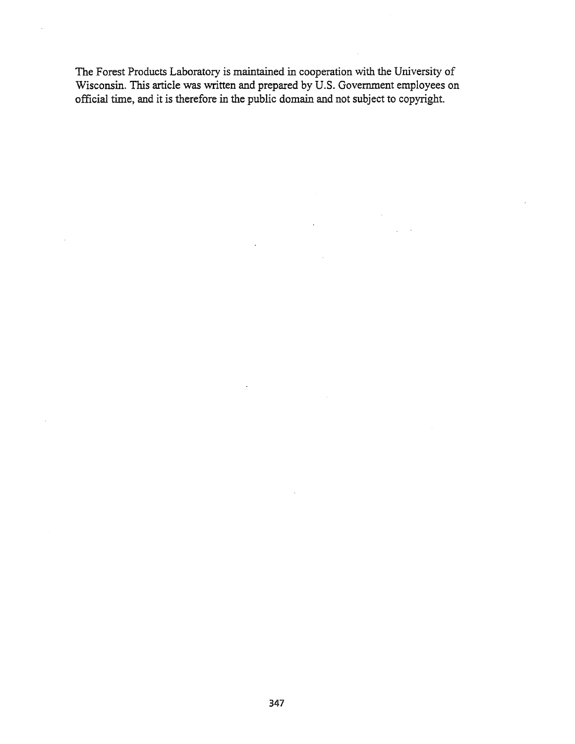The Forest Products Laboratory is maintained in cooperation with the University of Wisconsin. This article was written and prepared by U.S. Government employees on official time, and it is therefore in the public domain and not subject to copyright.